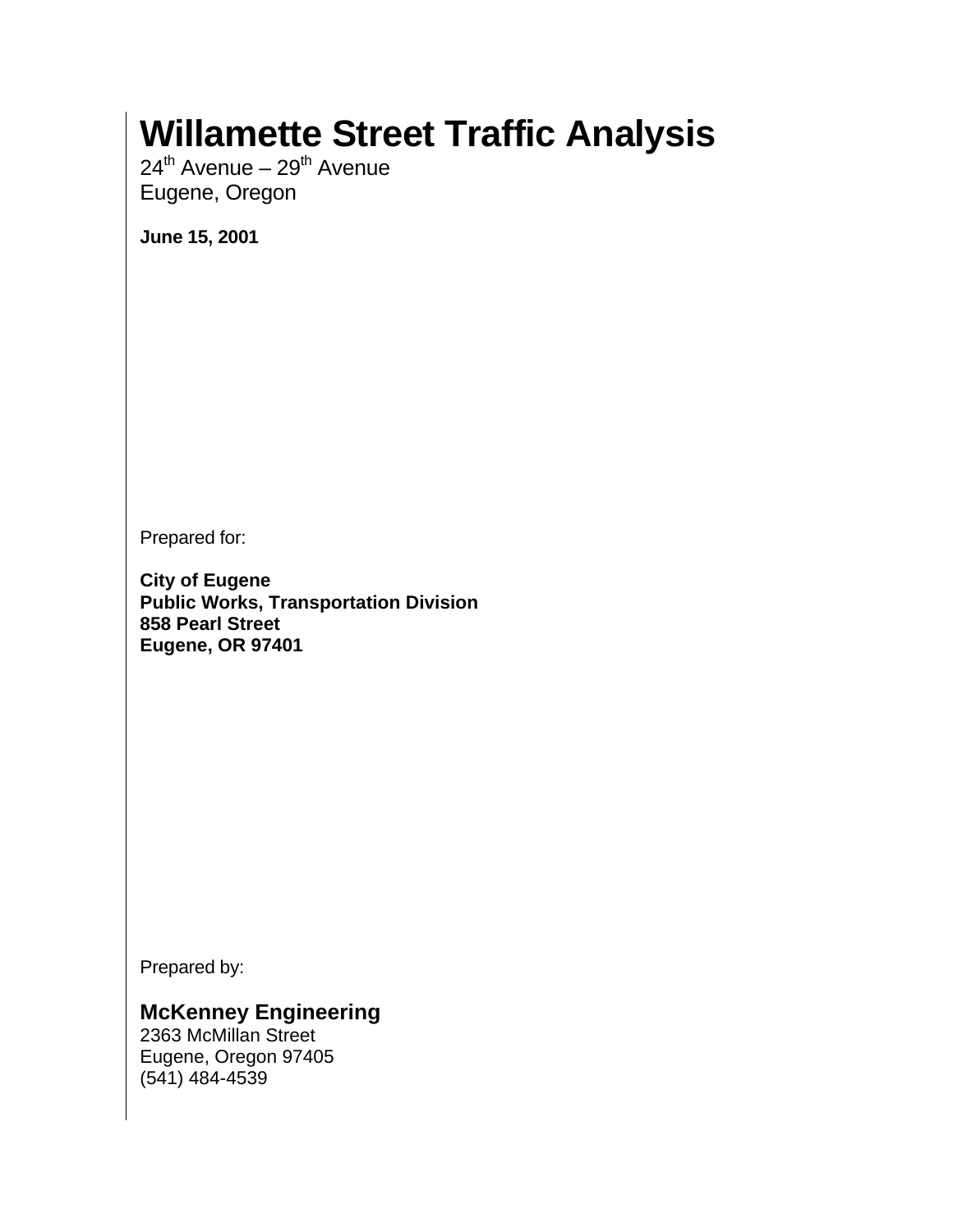# Willamette Street Traffic Analysis

24th Avenue – 29th Avenue
Eugene, Oregon

**June 15, 2001**

Prepared for:

**City of Eugene**
**Public Works, Transportation Division**
**858 Pearl Street**
**Eugene, OR 97401**

Prepared by:

**McKenney Engineering**
2363 McMillan Street
Eugene, Oregon 97405
(541) 484-4539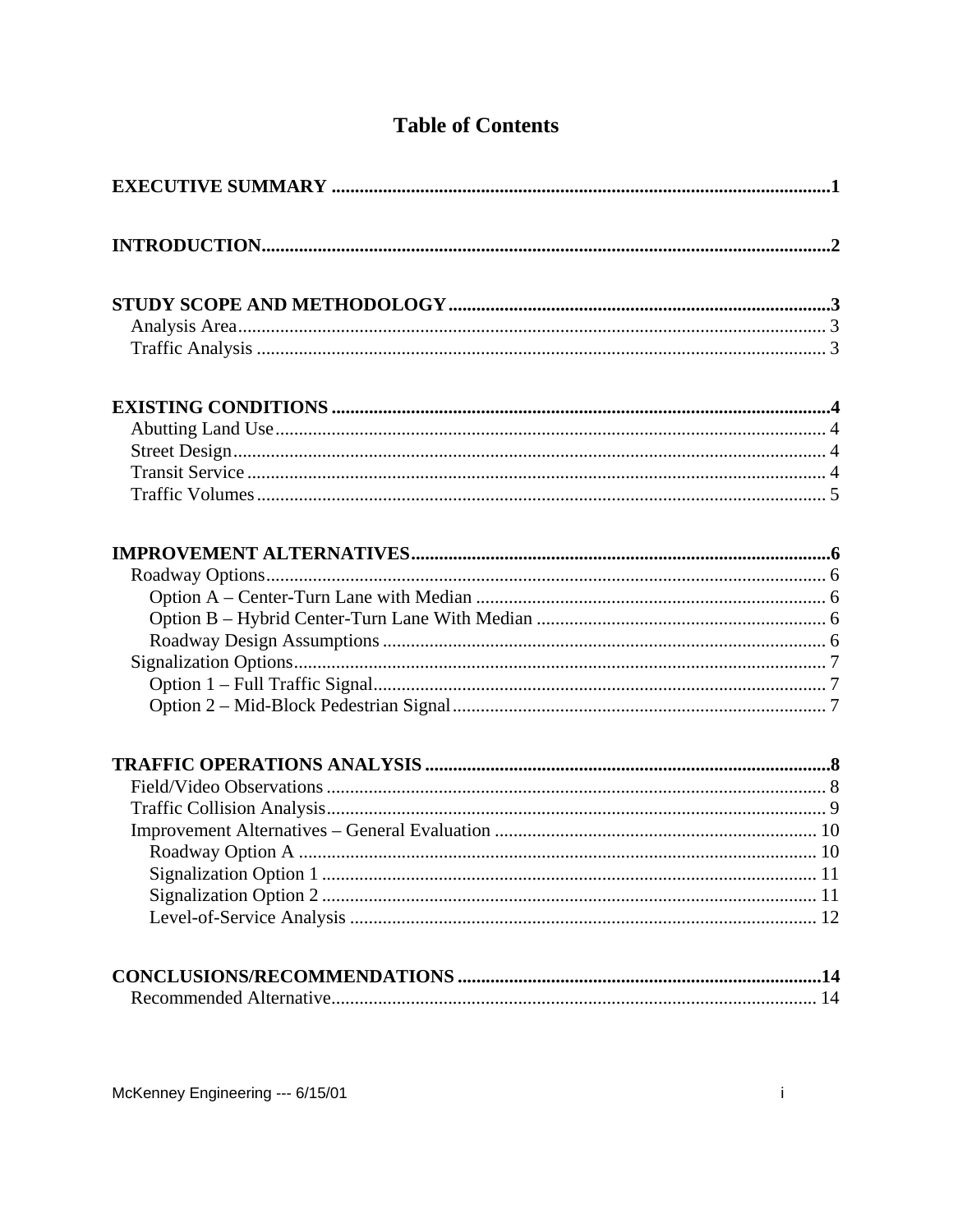# Table of Contents

**EXECUTIVE SUMMARY** .......... **1**

**INTRODUCTION** .......... **2**

**STUDY SCOPE AND METHODOLOGY** .......... **3**

- Analysis Area .......... 3
- Traffic Analysis .......... 3

**EXISTING CONDITIONS** .......... **4**

- Abutting Land Use .......... 4
- Street Design .......... 4
- Transit Service .......... 4
- Traffic Volumes .......... 5

**IMPROVEMENT ALTERNATIVES** .......... **6**

- Roadway Options .......... 6
  - Option A – Center-Turn Lane with Median .......... 6
  - Option B – Hybrid Center-Turn Lane With Median .......... 6
  - Roadway Design Assumptions .......... 6
- Signalization Options .......... 7
  - Option 1 – Full Traffic Signal .......... 7
  - Option 2 – Mid-Block Pedestrian Signal .......... 7

**TRAFFIC OPERATIONS ANALYSIS** .......... **8**

- Field/Video Observations .......... 8
- Traffic Collision Analysis .......... 9
- Improvement Alternatives – General Evaluation .......... 10
  - Roadway Option A .......... 10
  - Signalization Option 1 .......... 11
  - Signalization Option 2 .......... 11
  - Level-of-Service Analysis .......... 12

**CONCLUSIONS/RECOMMENDATIONS** .......... **14**

- Recommended Alternative .......... 14

McKenney Engineering --- 6/15/01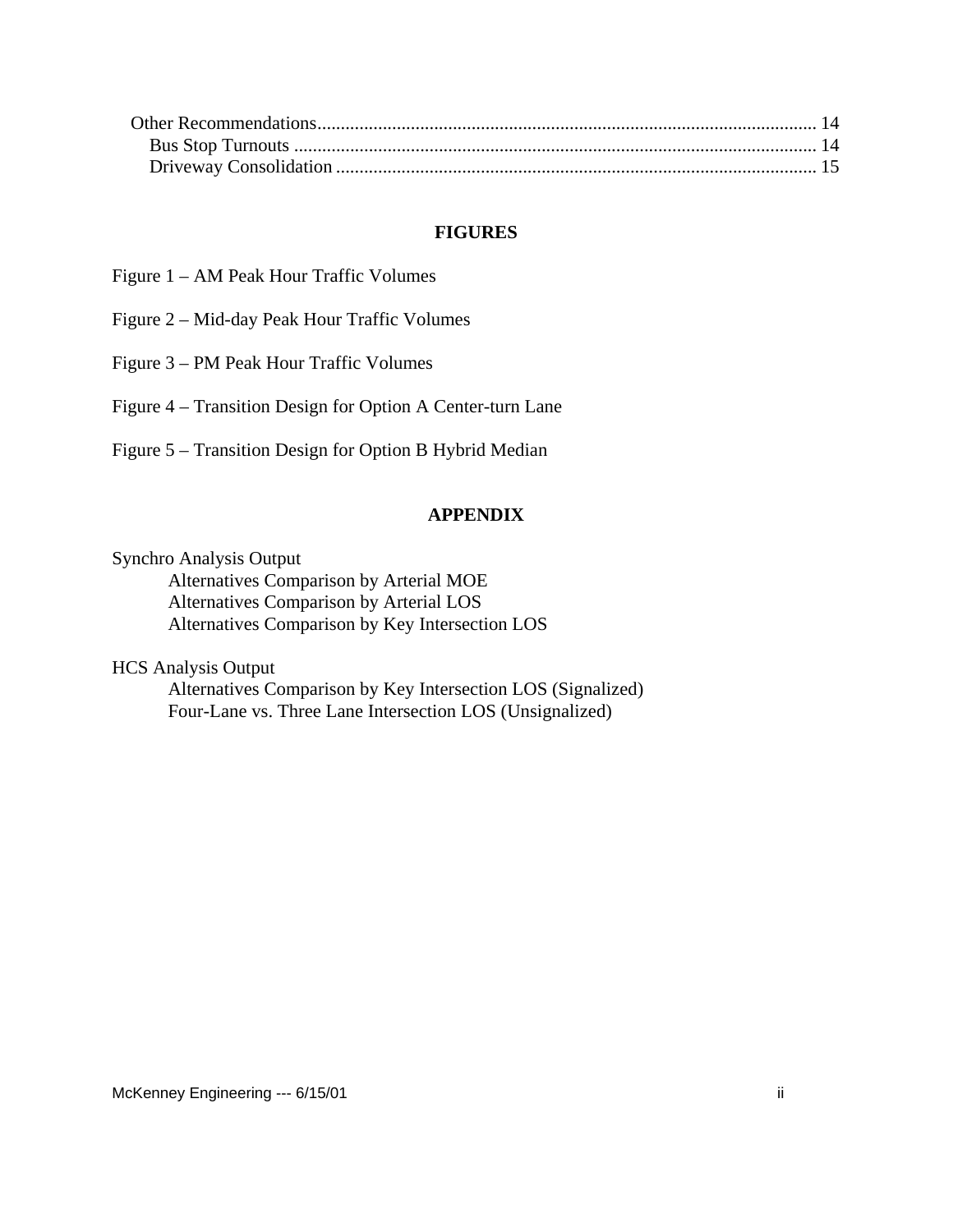Other Recommendations ........................................................................................................ 14
  Bus Stop Turnouts ........................................................................................................... 14
  Driveway Consolidation .................................................................................................. 15

## FIGURES

Figure 1 – AM Peak Hour Traffic Volumes

Figure 2 – Mid-day Peak Hour Traffic Volumes

Figure 3 – PM Peak Hour Traffic Volumes

Figure 4 – Transition Design for Option A Center-turn Lane

Figure 5 – Transition Design for Option B Hybrid Median

## APPENDIX

Synchro Analysis Output
- Alternatives Comparison by Arterial MOE
- Alternatives Comparison by Arterial LOS
- Alternatives Comparison by Key Intersection LOS

HCS Analysis Output
- Alternatives Comparison by Key Intersection LOS (Signalized)
- Four-Lane vs. Three Lane Intersection LOS (Unsignalized)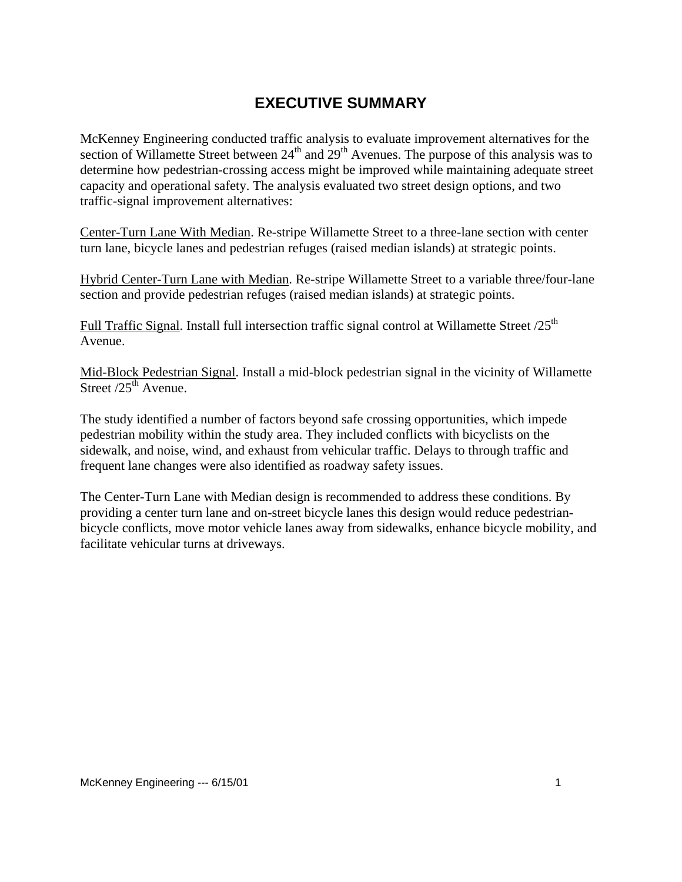# EXECUTIVE SUMMARY

McKenney Engineering conducted traffic analysis to evaluate improvement alternatives for the section of Willamette Street between 24th and 29th Avenues. The purpose of this analysis was to determine how pedestrian-crossing access might be improved while maintaining adequate street capacity and operational safety. The analysis evaluated two street design options, and two traffic-signal improvement alternatives:

<u>Center-Turn Lane With Median</u>. Re-stripe Willamette Street to a three-lane section with center turn lane, bicycle lanes and pedestrian refuges (raised median islands) at strategic points.

<u>Hybrid Center-Turn Lane with Median</u>. Re-stripe Willamette Street to a variable three/four-lane section and provide pedestrian refuges (raised median islands) at strategic points.

<u>Full Traffic Signal</u>. Install full intersection traffic signal control at Willamette Street /25th Avenue.

<u>Mid-Block Pedestrian Signal</u>. Install a mid-block pedestrian signal in the vicinity of Willamette Street /25th Avenue.

The study identified a number of factors beyond safe crossing opportunities, which impede pedestrian mobility within the study area. They included conflicts with bicyclists on the sidewalk, and noise, wind, and exhaust from vehicular traffic. Delays to through traffic and frequent lane changes were also identified as roadway safety issues.

The Center-Turn Lane with Median design is recommended to address these conditions. By providing a center turn lane and on-street bicycle lanes this design would reduce pedestrian-bicycle conflicts, move motor vehicle lanes away from sidewalks, enhance bicycle mobility, and facilitate vehicular turns at driveways.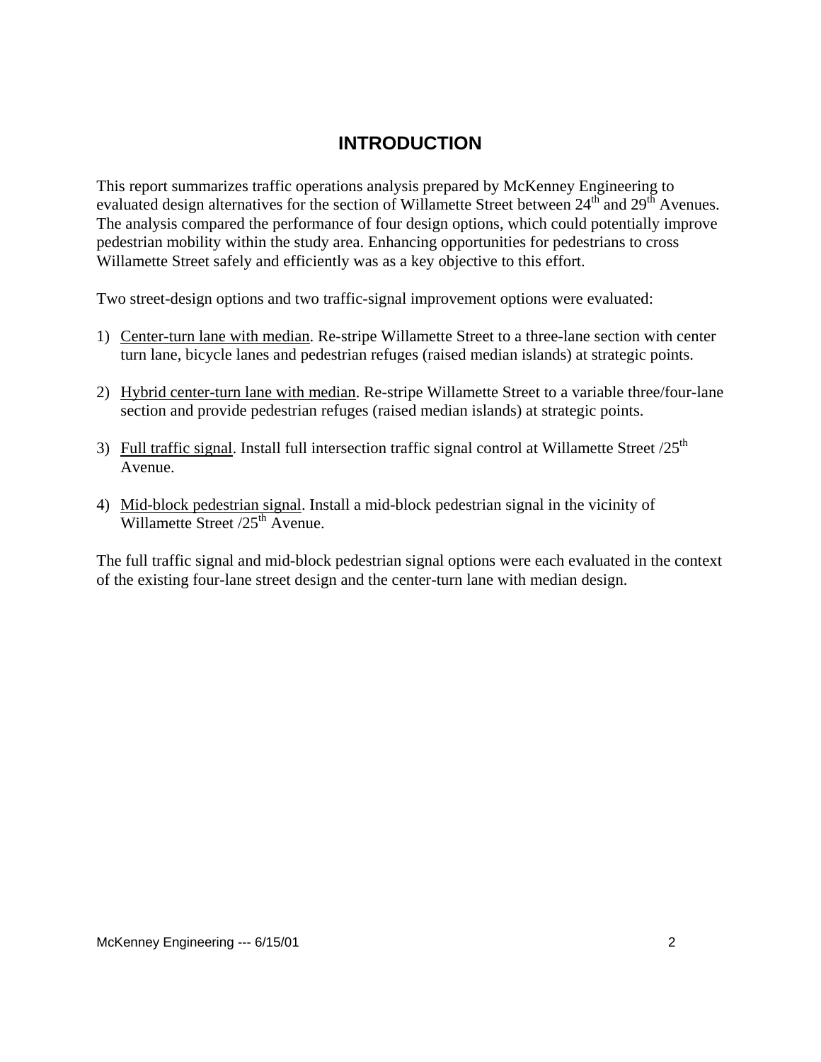# INTRODUCTION

This report summarizes traffic operations analysis prepared by McKenney Engineering to evaluated design alternatives for the section of Willamette Street between 24th and 29th Avenues. The analysis compared the performance of four design options, which could potentially improve pedestrian mobility within the study area. Enhancing opportunities for pedestrians to cross Willamette Street safely and efficiently was as a key objective to this effort.

Two street-design options and two traffic-signal improvement options were evaluated:

1) Center-turn lane with median. Re-stripe Willamette Street to a three-lane section with center turn lane, bicycle lanes and pedestrian refuges (raised median islands) at strategic points.

2) Hybrid center-turn lane with median. Re-stripe Willamette Street to a variable three/four-lane section and provide pedestrian refuges (raised median islands) at strategic points.

3) Full traffic signal. Install full intersection traffic signal control at Willamette Street /25th Avenue.

4) Mid-block pedestrian signal. Install a mid-block pedestrian signal in the vicinity of Willamette Street /25th Avenue.

The full traffic signal and mid-block pedestrian signal options were each evaluated in the context of the existing four-lane street design and the center-turn lane with median design.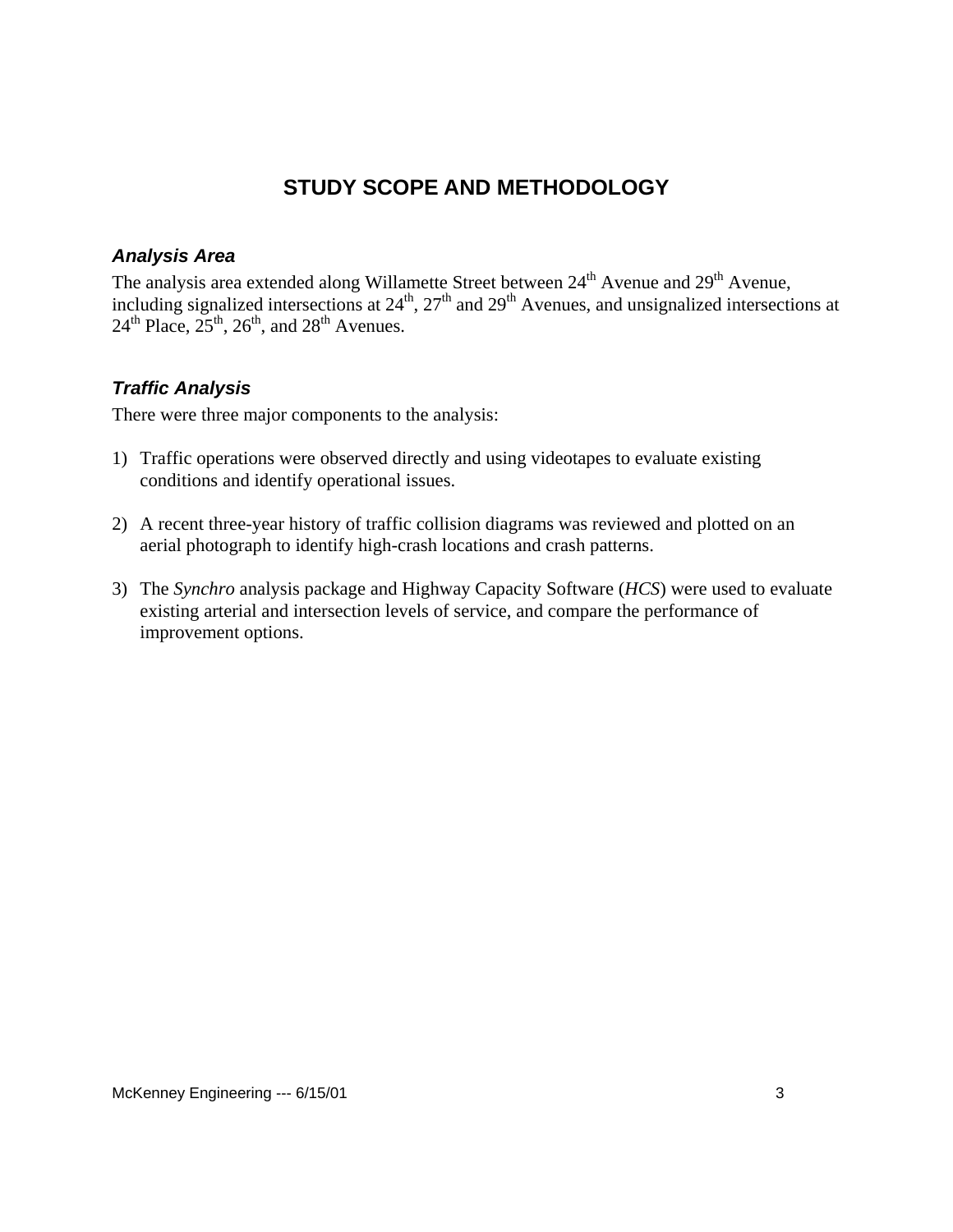# STUDY SCOPE AND METHODOLOGY

### *Analysis Area*

The analysis area extended along Willamette Street between 24th Avenue and 29th Avenue, including signalized intersections at 24th, 27th and 29th Avenues, and unsignalized intersections at 24th Place, 25th, 26th, and 28th Avenues.

### *Traffic Analysis*

There were three major components to the analysis:

1) Traffic operations were observed directly and using videotapes to evaluate existing conditions and identify operational issues.

2) A recent three-year history of traffic collision diagrams was reviewed and plotted on an aerial photograph to identify high-crash locations and crash patterns.

3) The *Synchro* analysis package and Highway Capacity Software (*HCS*) were used to evaluate existing arterial and intersection levels of service, and compare the performance of improvement options.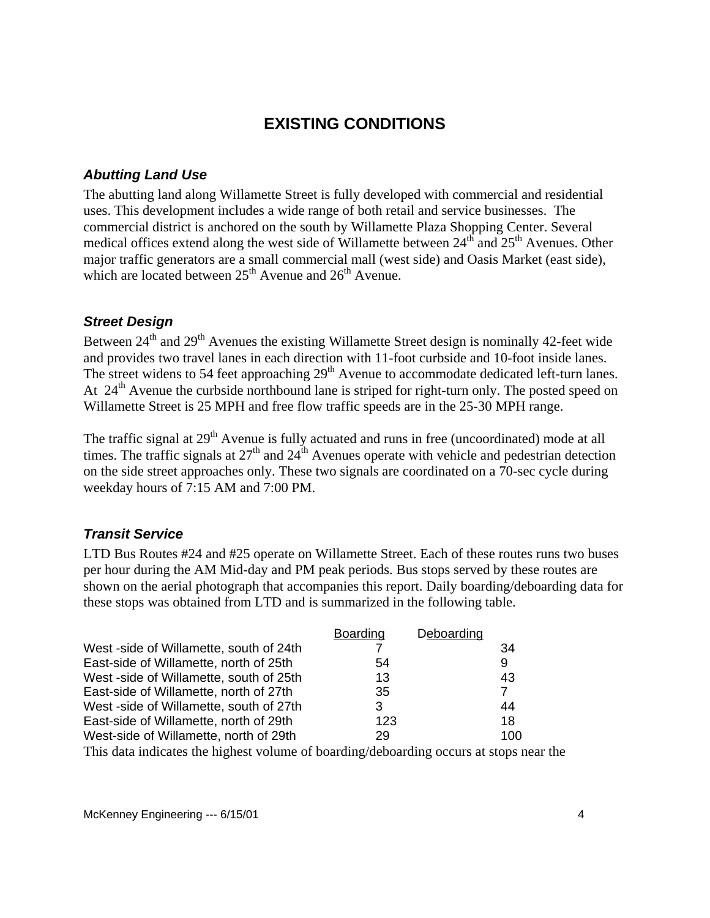# EXISTING CONDITIONS

### *Abutting Land Use*

The abutting land along Willamette Street is fully developed with commercial and residential uses. This development includes a wide range of both retail and service businesses. The commercial district is anchored on the south by Willamette Plaza Shopping Center. Several medical offices extend along the west side of Willamette between 24th and 25th Avenues. Other major traffic generators are a small commercial mall (west side) and Oasis Market (east side), which are located between 25th Avenue and 26th Avenue.

### *Street Design*

Between 24th and 29th Avenues the existing Willamette Street design is nominally 42-feet wide and provides two travel lanes in each direction with 11-foot curbside and 10-foot inside lanes. The street widens to 54 feet approaching 29th Avenue to accommodate dedicated left-turn lanes. At 24th Avenue the curbside northbound lane is striped for right-turn only. The posted speed on Willamette Street is 25 MPH and free flow traffic speeds are in the 25-30 MPH range.

The traffic signal at 29th Avenue is fully actuated and runs in free (uncoordinated) mode at all times. The traffic signals at 27th and 24th Avenues operate with vehicle and pedestrian detection on the side street approaches only. These two signals are coordinated on a 70-sec cycle during weekday hours of 7:15 AM and 7:00 PM.

### *Transit Service*

LTD Bus Routes #24 and #25 operate on Willamette Street. Each of these routes runs two buses per hour during the AM Mid-day and PM peak periods. Bus stops served by these routes are shown on the aerial photograph that accompanies this report. Daily boarding/deboarding data for these stops was obtained from LTD and is summarized in the following table.

| | Boarding | Deboarding |
|---|---|---|
| West -side of Willamette, south of 24th | 7 | 34 |
| East-side of Willamette, north of 25th | 54 | 9 |
| West -side of Willamette, south of 25th | 13 | 43 |
| East-side of Willamette, north of 27th | 35 | 7 |
| West -side of Willamette, south of 27th | 3 | 44 |
| East-side of Willamette, north of 29th | 123 | 18 |
| West-side of Willamette, north of 29th | 29 | 100 |

This data indicates the highest volume of boarding/deboarding occurs at stops near the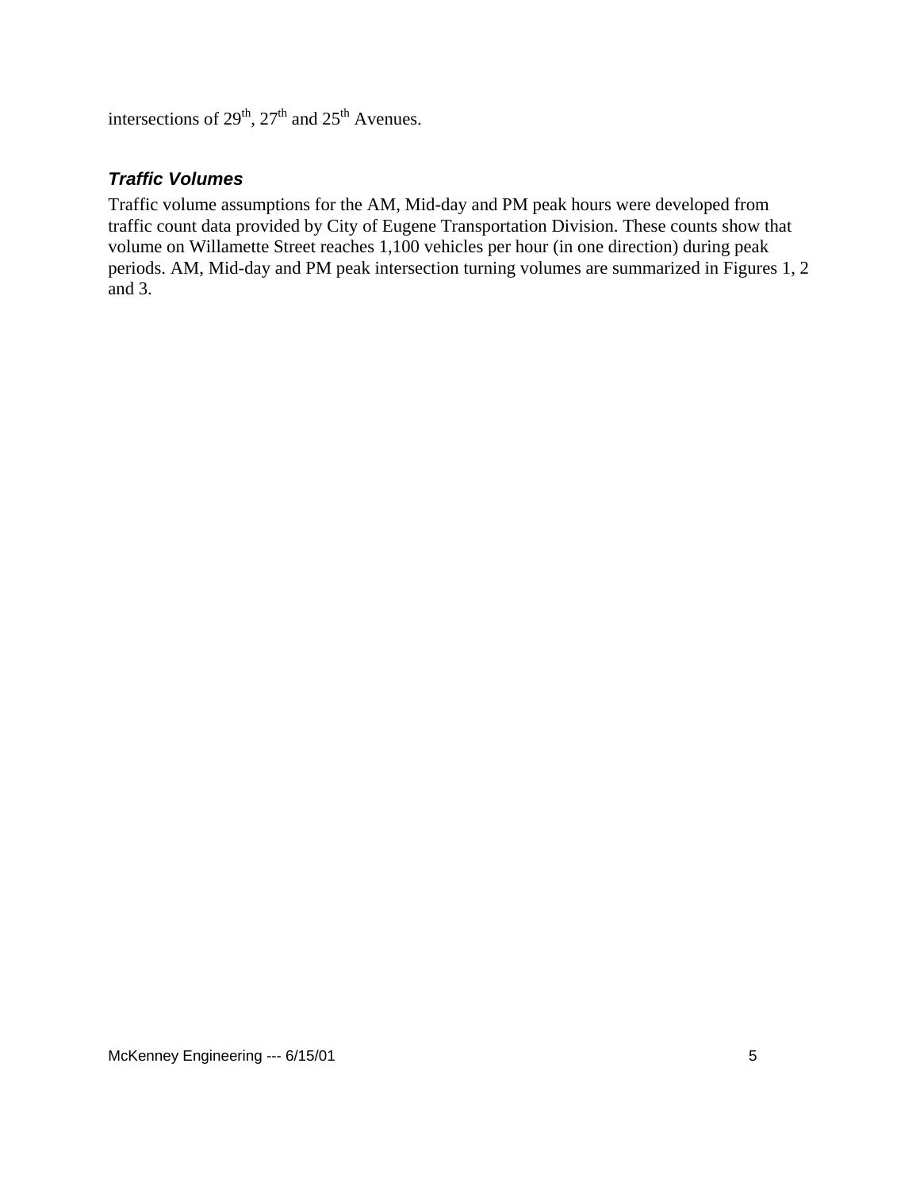intersections of 29th, 27th and 25th Avenues.

### ***Traffic Volumes***

Traffic volume assumptions for the AM, Mid-day and PM peak hours were developed from traffic count data provided by City of Eugene Transportation Division. These counts show that volume on Willamette Street reaches 1,100 vehicles per hour (in one direction) during peak periods. AM, Mid-day and PM peak intersection turning volumes are summarized in Figures 1, 2 and 3.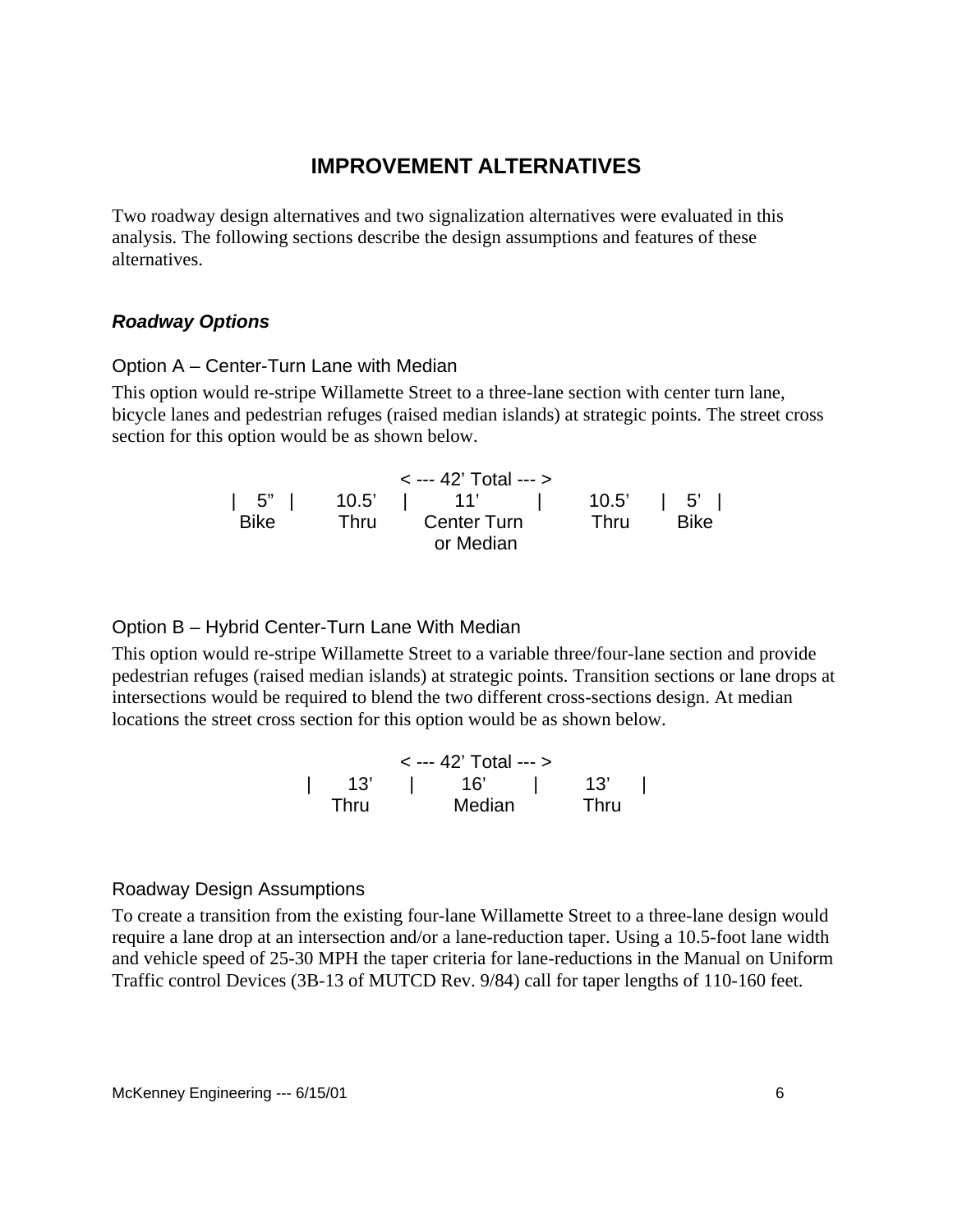## IMPROVEMENT ALTERNATIVES

Two roadway design alternatives and two signalization alternatives were evaluated in this analysis. The following sections describe the design assumptions and features of these alternatives.

### *Roadway Options*

#### Option A – Center-Turn Lane with Median

This option would re-stripe Willamette Street to a three-lane section with center turn lane, bicycle lanes and pedestrian refuges (raised median islands) at strategic points. The street cross section for this option would be as shown below.

```
                    < --- 42’ Total --- >
|  5”  |    10.5’   |     11’      |    10.5’   |  5’  |
  Bike      Thru      Center Turn       Thru      Bike
                       or Median
```

#### Option B – Hybrid Center-Turn Lane With Median

This option would re-stripe Willamette Street to a variable three/four-lane section and provide pedestrian refuges (raised median islands) at strategic points. Transition sections or lane drops at intersections would be required to blend the two different cross-sections design. At median locations the street cross section for this option would be as shown below.

```
          < --- 42’ Total --- >
|    13’    |     16’     |    13’    |
    Thru        Median        Thru
```

#### Roadway Design Assumptions

To create a transition from the existing four-lane Willamette Street to a three-lane design would require a lane drop at an intersection and/or a lane-reduction taper. Using a 10.5-foot lane width and vehicle speed of 25-30 MPH the taper criteria for lane-reductions in the Manual on Uniform Traffic control Devices (3B-13 of MUTCD Rev. 9/84) call for taper lengths of 110-160 feet.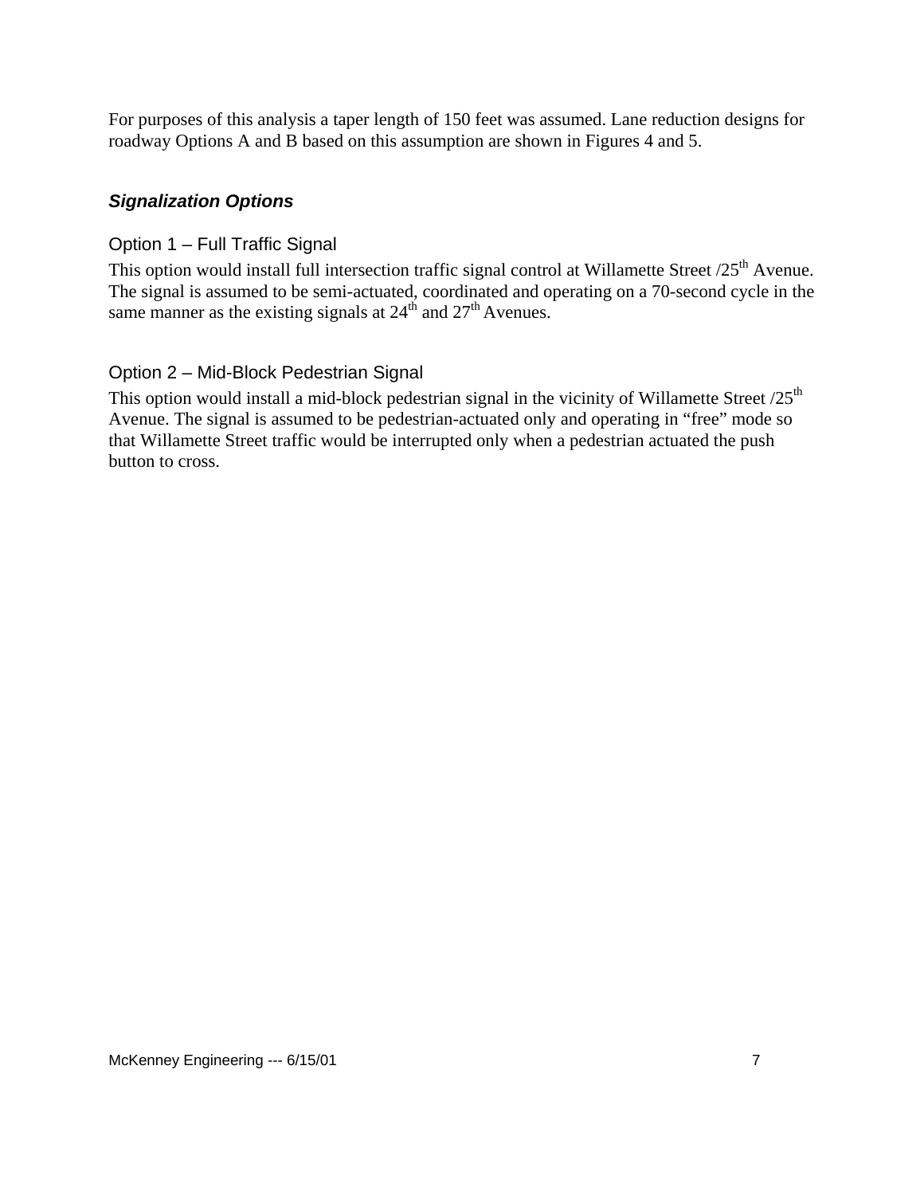For purposes of this analysis a taper length of 150 feet was assumed. Lane reduction designs for roadway Options A and B based on this assumption are shown in Figures 4 and 5.

### *Signalization Options*

#### Option 1 – Full Traffic Signal

This option would install full intersection traffic signal control at Willamette Street /25th Avenue. The signal is assumed to be semi-actuated, coordinated and operating on a 70-second cycle in the same manner as the existing signals at 24th and 27th Avenues.

#### Option 2 – Mid-Block Pedestrian Signal

This option would install a mid-block pedestrian signal in the vicinity of Willamette Street /25th Avenue. The signal is assumed to be pedestrian-actuated only and operating in "free" mode so that Willamette Street traffic would be interrupted only when a pedestrian actuated the push button to cross.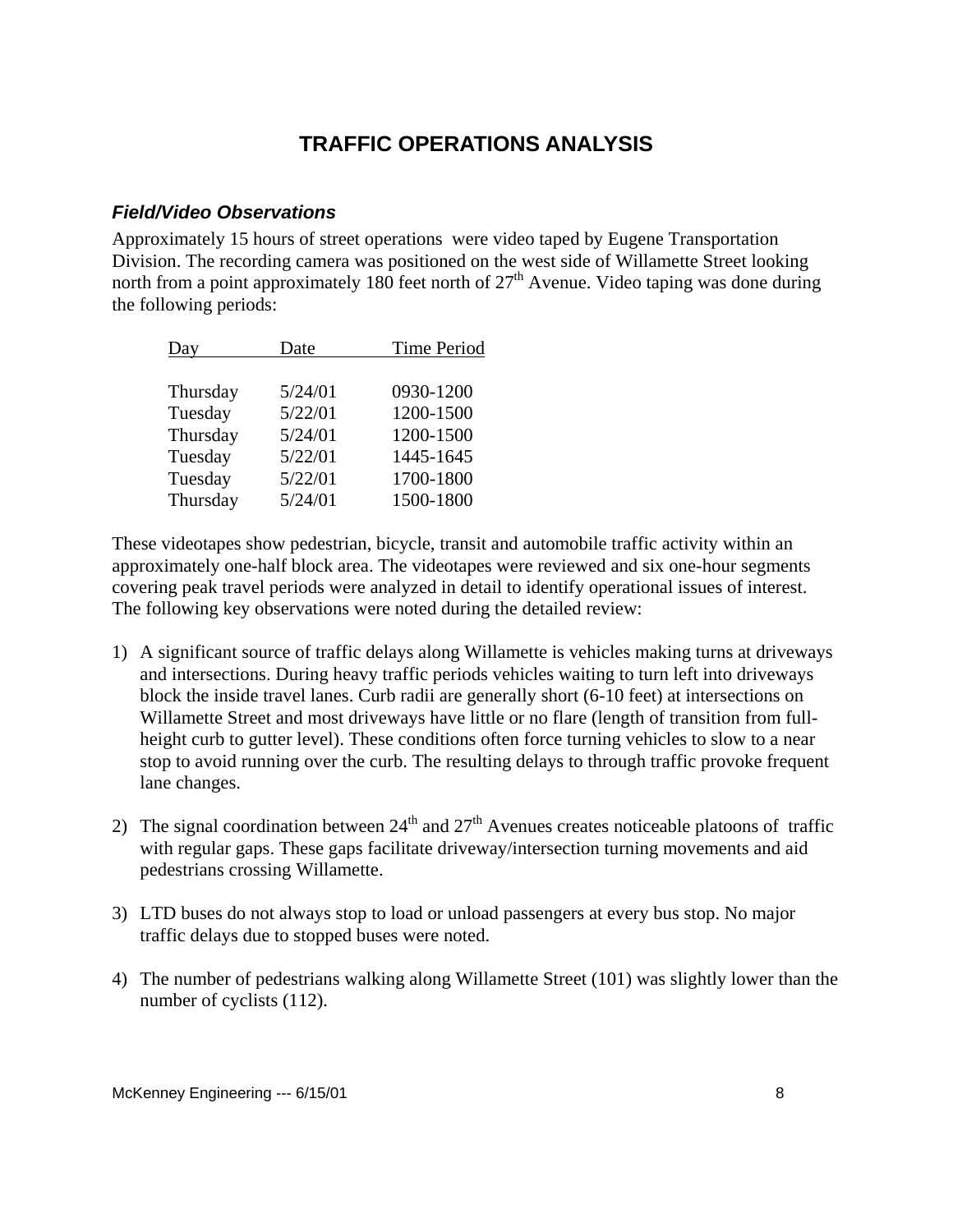# TRAFFIC OPERATIONS ANALYSIS

### *Field/Video Observations*

Approximately 15 hours of street operations were video taped by Eugene Transportation Division. The recording camera was positioned on the west side of Willamette Street looking north from a point approximately 180 feet north of 27th Avenue. Video taping was done during the following periods:

| Day | Date | Time Period |
|---|---|---|
| Thursday | 5/24/01 | 0930-1200 |
| Tuesday | 5/22/01 | 1200-1500 |
| Thursday | 5/24/01 | 1200-1500 |
| Tuesday | 5/22/01 | 1445-1645 |
| Tuesday | 5/22/01 | 1700-1800 |
| Thursday | 5/24/01 | 1500-1800 |

These videotapes show pedestrian, bicycle, transit and automobile traffic activity within an approximately one-half block area. The videotapes were reviewed and six one-hour segments covering peak travel periods were analyzed in detail to identify operational issues of interest. The following key observations were noted during the detailed review:

1) A significant source of traffic delays along Willamette is vehicles making turns at driveways and intersections. During heavy traffic periods vehicles waiting to turn left into driveways block the inside travel lanes. Curb radii are generally short (6-10 feet) at intersections on Willamette Street and most driveways have little or no flare (length of transition from full-height curb to gutter level). These conditions often force turning vehicles to slow to a near stop to avoid running over the curb. The resulting delays to through traffic provoke frequent lane changes.

2) The signal coordination between 24th and 27th Avenues creates noticeable platoons of traffic with regular gaps. These gaps facilitate driveway/intersection turning movements and aid pedestrians crossing Willamette.

3) LTD buses do not always stop to load or unload passengers at every bus stop. No major traffic delays due to stopped buses were noted.

4) The number of pedestrians walking along Willamette Street (101) was slightly lower than the number of cyclists (112).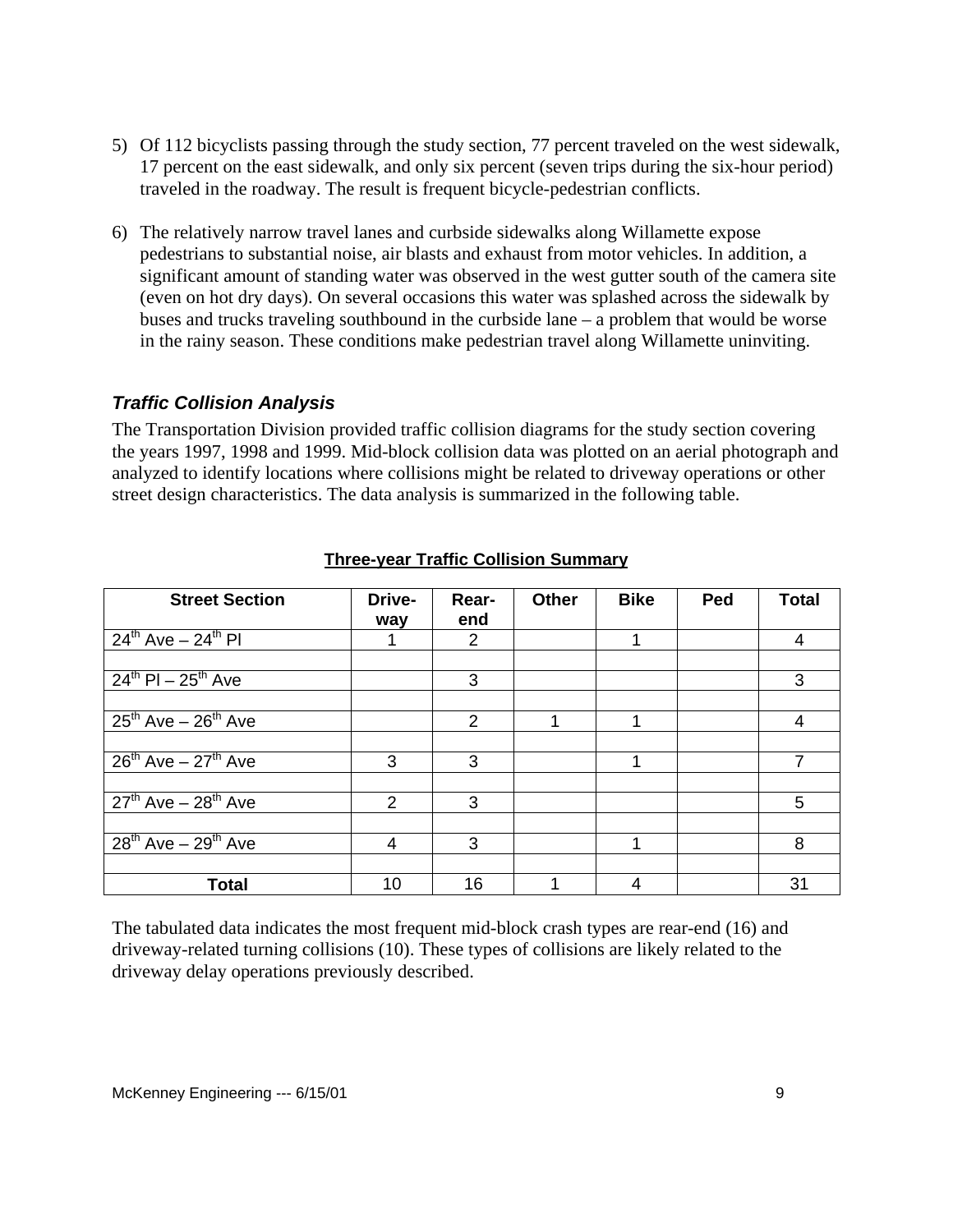5) Of 112 bicyclists passing through the study section, 77 percent traveled on the west sidewalk, 17 percent on the east sidewalk, and only six percent (seven trips during the six-hour period) traveled in the roadway. The result is frequent bicycle-pedestrian conflicts.

6) The relatively narrow travel lanes and curbside sidewalks along Willamette expose pedestrians to substantial noise, air blasts and exhaust from motor vehicles. In addition, a significant amount of standing water was observed in the west gutter south of the camera site (even on hot dry days). On several occasions this water was splashed across the sidewalk by buses and trucks traveling southbound in the curbside lane – a problem that would be worse in the rainy season. These conditions make pedestrian travel along Willamette uninviting.

### *Traffic Collision Analysis*

The Transportation Division provided traffic collision diagrams for the study section covering the years 1997, 1998 and 1999. Mid-block collision data was plotted on an aerial photograph and analyzed to identify locations where collisions might be related to driveway operations or other street design characteristics. The data analysis is summarized in the following table.

**Three-year Traffic Collision Summary**

| Street Section | Drive-way | Rear-end | Other | Bike | Ped | Total |
|---|---|---|---|---|---|---|
| 24th Ave – 24th Pl | 1 | 2 | | 1 | | 4 |
| 24th Pl – 25th Ave | | 3 | | | | 3 |
| 25th Ave – 26th Ave | | 2 | 1 | 1 | | 4 |
| 26th Ave – 27th Ave | 3 | 3 | | 1 | | 7 |
| 27th Ave – 28th Ave | 2 | 3 | | | | 5 |
| 28th Ave – 29th Ave | 4 | 3 | | 1 | | 8 |
| **Total** | 10 | 16 | 1 | 4 | | 31 |

The tabulated data indicates the most frequent mid-block crash types are rear-end (16) and driveway-related turning collisions (10). These types of collisions are likely related to the driveway delay operations previously described.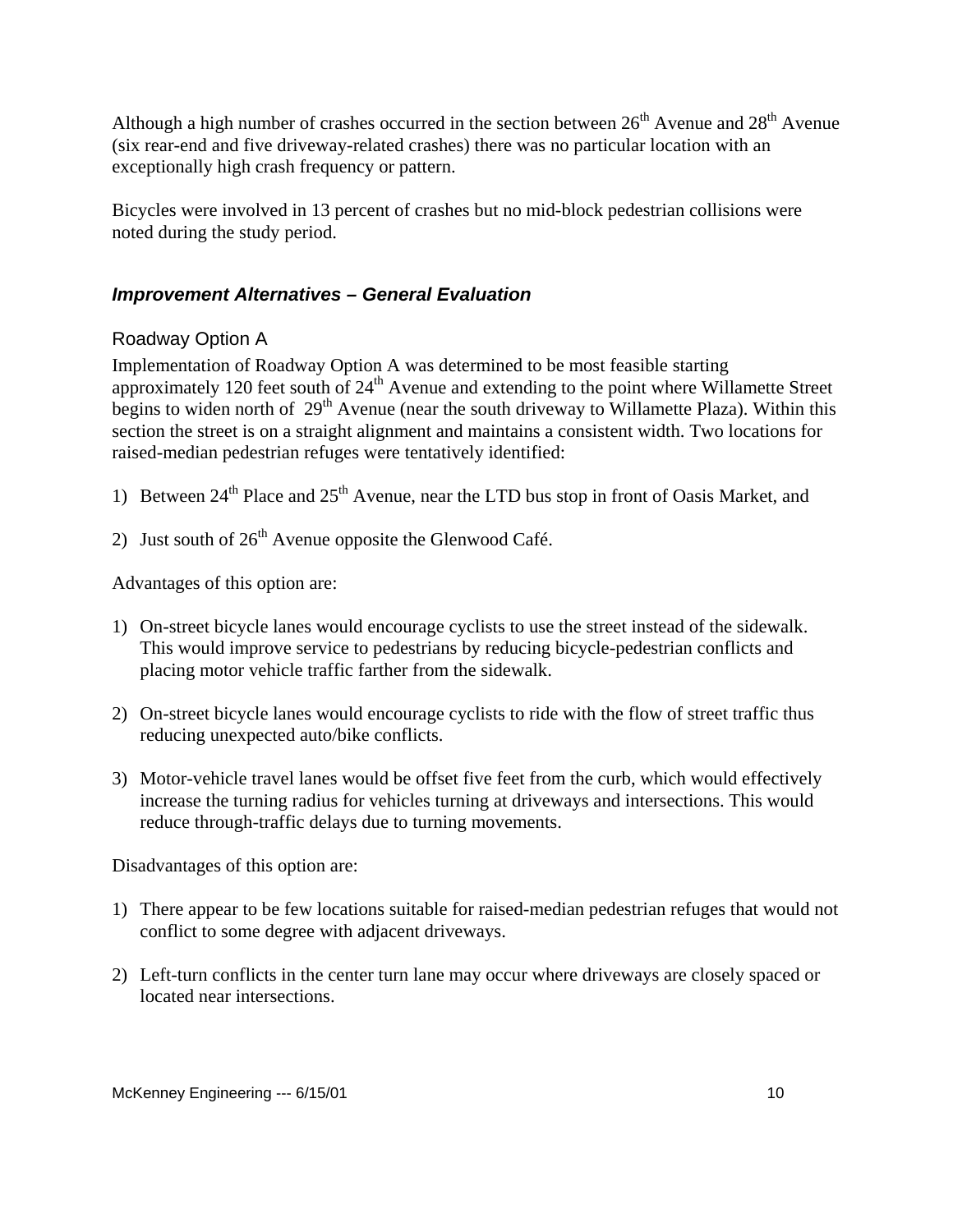Although a high number of crashes occurred in the section between 26th Avenue and 28th Avenue (six rear-end and five driveway-related crashes) there was no particular location with an exceptionally high crash frequency or pattern.

Bicycles were involved in 13 percent of crashes but no mid-block pedestrian collisions were noted during the study period.

## *Improvement Alternatives – General Evaluation*

### Roadway Option A

Implementation of Roadway Option A was determined to be most feasible starting approximately 120 feet south of 24th Avenue and extending to the point where Willamette Street begins to widen north of 29th Avenue (near the south driveway to Willamette Plaza). Within this section the street is on a straight alignment and maintains a consistent width. Two locations for raised-median pedestrian refuges were tentatively identified:

1) Between 24th Place and 25th Avenue, near the LTD bus stop in front of Oasis Market, and

2) Just south of 26th Avenue opposite the Glenwood Café.

Advantages of this option are:

1) On-street bicycle lanes would encourage cyclists to use the street instead of the sidewalk. This would improve service to pedestrians by reducing bicycle-pedestrian conflicts and placing motor vehicle traffic farther from the sidewalk.

2) On-street bicycle lanes would encourage cyclists to ride with the flow of street traffic thus reducing unexpected auto/bike conflicts.

3) Motor-vehicle travel lanes would be offset five feet from the curb, which would effectively increase the turning radius for vehicles turning at driveways and intersections. This would reduce through-traffic delays due to turning movements.

Disadvantages of this option are:

1) There appear to be few locations suitable for raised-median pedestrian refuges that would not conflict to some degree with adjacent driveways.

2) Left-turn conflicts in the center turn lane may occur where driveways are closely spaced or located near intersections.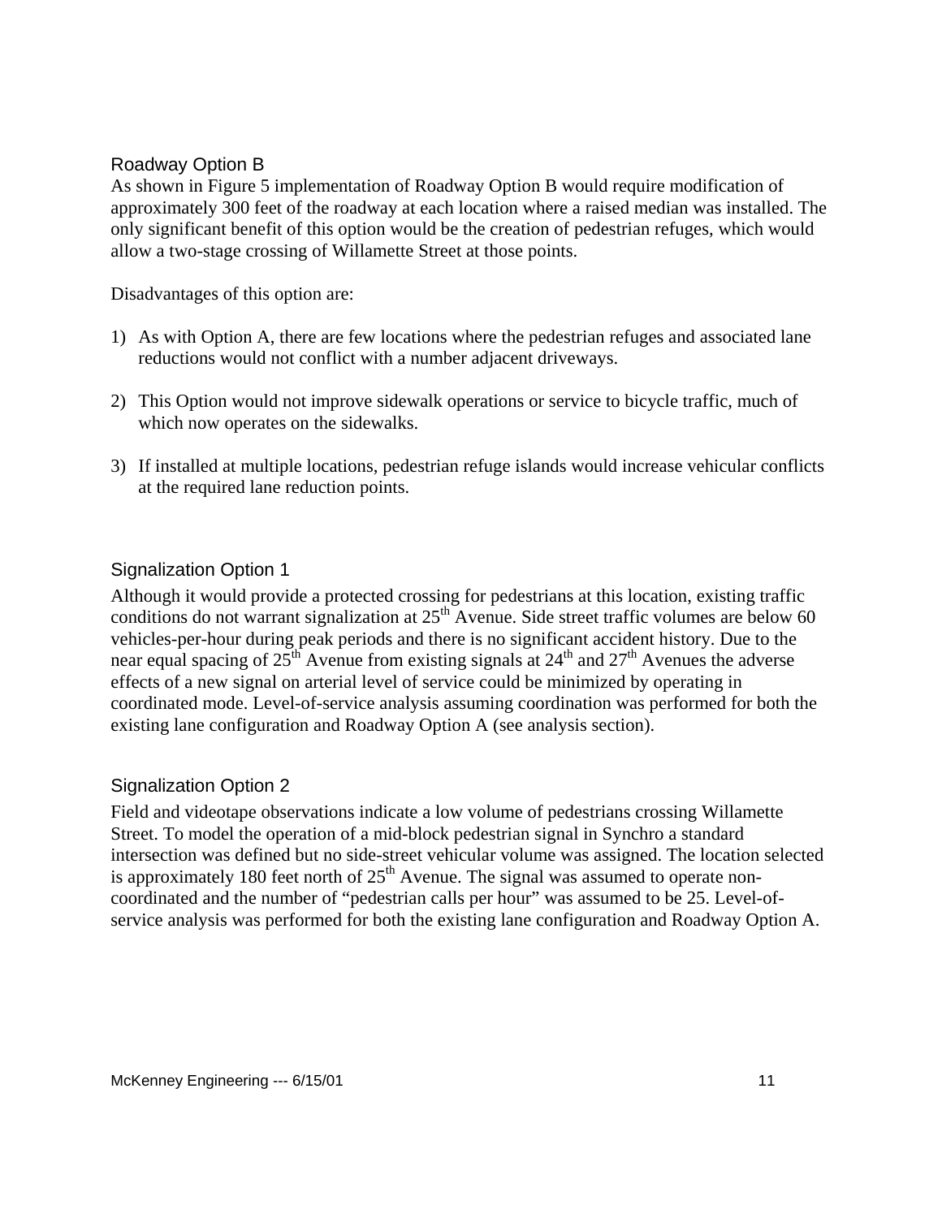### Roadway Option B

As shown in Figure 5 implementation of Roadway Option B would require modification of approximately 300 feet of the roadway at each location where a raised median was installed. The only significant benefit of this option would be the creation of pedestrian refuges, which would allow a two-stage crossing of Willamette Street at those points.

Disadvantages of this option are:

1) As with Option A, there are few locations where the pedestrian refuges and associated lane reductions would not conflict with a number adjacent driveways.

2) This Option would not improve sidewalk operations or service to bicycle traffic, much of which now operates on the sidewalks.

3) If installed at multiple locations, pedestrian refuge islands would increase vehicular conflicts at the required lane reduction points.

### Signalization Option 1

Although it would provide a protected crossing for pedestrians at this location, existing traffic conditions do not warrant signalization at 25th Avenue. Side street traffic volumes are below 60 vehicles-per-hour during peak periods and there is no significant accident history. Due to the near equal spacing of 25th Avenue from existing signals at 24th and 27th Avenues the adverse effects of a new signal on arterial level of service could be minimized by operating in coordinated mode. Level-of-service analysis assuming coordination was performed for both the existing lane configuration and Roadway Option A (see analysis section).

### Signalization Option 2

Field and videotape observations indicate a low volume of pedestrians crossing Willamette Street. To model the operation of a mid-block pedestrian signal in Synchro a standard intersection was defined but no side-street vehicular volume was assigned. The location selected is approximately 180 feet north of 25th Avenue. The signal was assumed to operate non-coordinated and the number of "pedestrian calls per hour" was assumed to be 25. Level-of-service analysis was performed for both the existing lane configuration and Roadway Option A.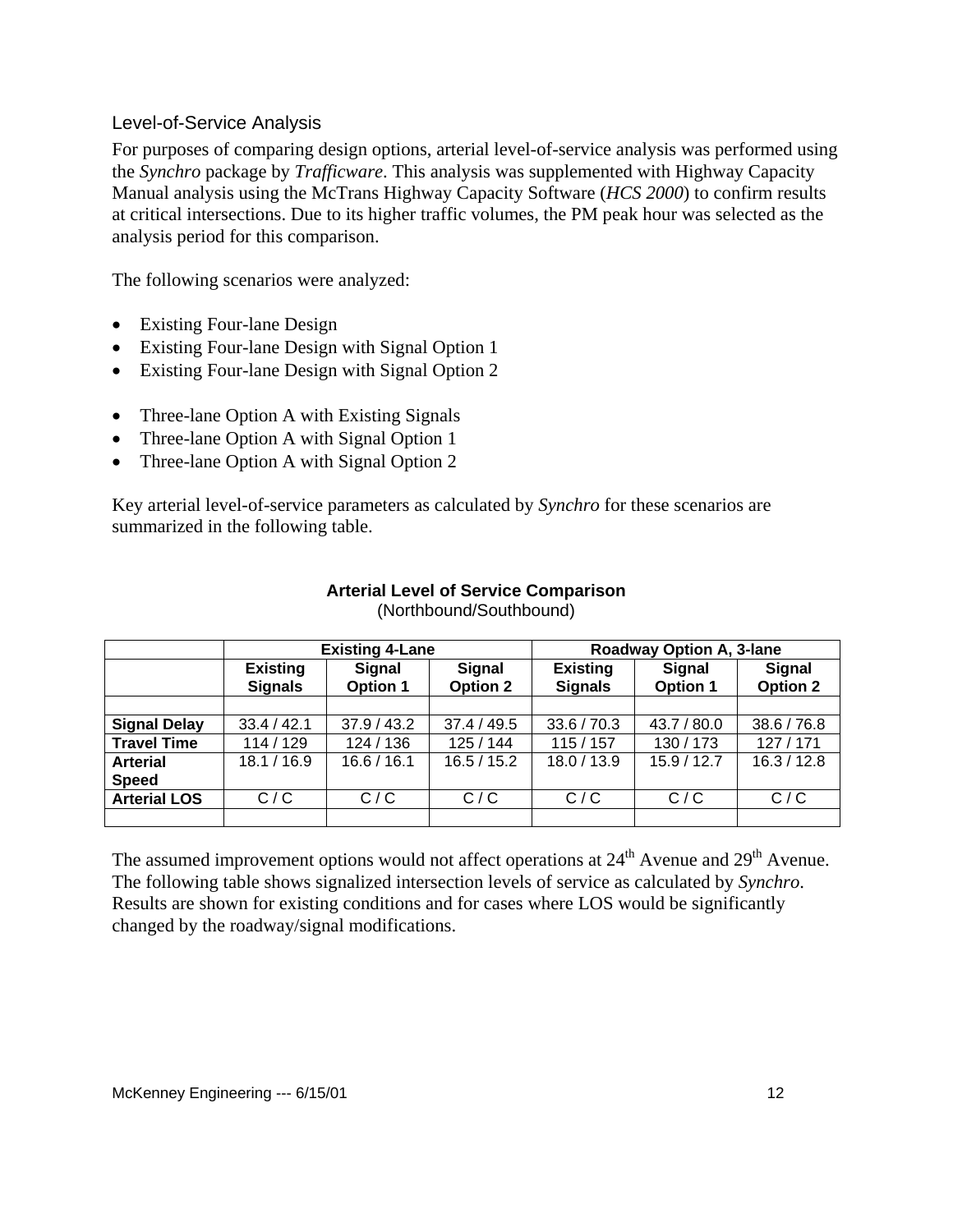### Level-of-Service Analysis

For purposes of comparing design options, arterial level-of-service analysis was performed using the *Synchro* package by *Trafficware*. This analysis was supplemented with Highway Capacity Manual analysis using the McTrans Highway Capacity Software (*HCS 2000*) to confirm results at critical intersections. Due to its higher traffic volumes, the PM peak hour was selected as the analysis period for this comparison.

The following scenarios were analyzed:

- Existing Four-lane Design
- Existing Four-lane Design with Signal Option 1
- Existing Four-lane Design with Signal Option 2

- Three-lane Option A with Existing Signals
- Three-lane Option A with Signal Option 1
- Three-lane Option A with Signal Option 2

Key arterial level-of-service parameters as calculated by *Synchro* for these scenarios are summarized in the following table.

**Arterial Level of Service Comparison**
(Northbound/Southbound)

| | Existing 4-Lane | | | Roadway Option A, 3-lane | | |
|---|---|---|---|---|---|---|
| | **Existing Signals** | **Signal Option 1** | **Signal Option 2** | **Existing Signals** | **Signal Option 1** | **Signal Option 2** |
| | | | | | | |
| **Signal Delay** | 33.4 / 42.1 | 37.9 / 43.2 | 37.4 / 49.5 | 33.6 / 70.3 | 43.7 / 80.0 | 38.6 / 76.8 |
| **Travel Time** | 114 / 129 | 124 / 136 | 125 / 144 | 115 / 157 | 130 / 173 | 127 / 171 |
| **Arterial Speed** | 18.1 / 16.9 | 16.6 / 16.1 | 16.5 / 15.2 | 18.0 / 13.9 | 15.9 / 12.7 | 16.3 / 12.8 |
| **Arterial LOS** | C / C | C / C | C / C | C / C | C / C | C / C |
| | | | | | | |

The assumed improvement options would not affect operations at 24th Avenue and 29th Avenue. The following table shows signalized intersection levels of service as calculated by *Synchro*. Results are shown for existing conditions and for cases where LOS would be significantly changed by the roadway/signal modifications.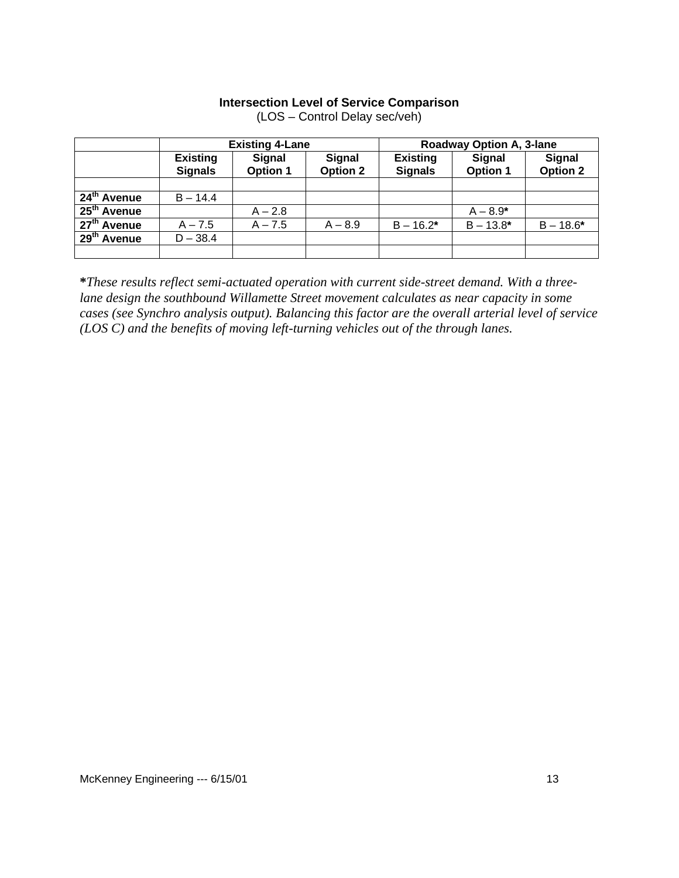**Intersection Level of Service Comparison**
(LOS – Control Delay sec/veh)

| | Existing 4-Lane | | | Roadway Option A, 3-lane | | |
|---|---|---|---|---|---|---|
| | **Existing Signals** | **Signal Option 1** | **Signal Option 2** | **Existing Signals** | **Signal Option 1** | **Signal Option 2** |
| | | | | | | |
| **24th Avenue** | B – 14.4 | | | | | |
| **25th Avenue** | | A – 2.8 | | | A – 8.9* | |
| **27th Avenue** | A – 7.5 | A – 7.5 | A – 8.9 | B – 16.2* | B – 13.8* | B – 18.6* |
| **29th Avenue** | D – 38.4 | | | | | |
| | | | | | | |

***These results reflect semi-actuated operation with current side-street demand. With a three-lane design the southbound Willamette Street movement calculates as near capacity in some cases (see Synchro analysis output). Balancing this factor are the overall arterial level of service (LOS C) and the benefits of moving left-turning vehicles out of the through lanes.*

McKenney Engineering --- 6/15/01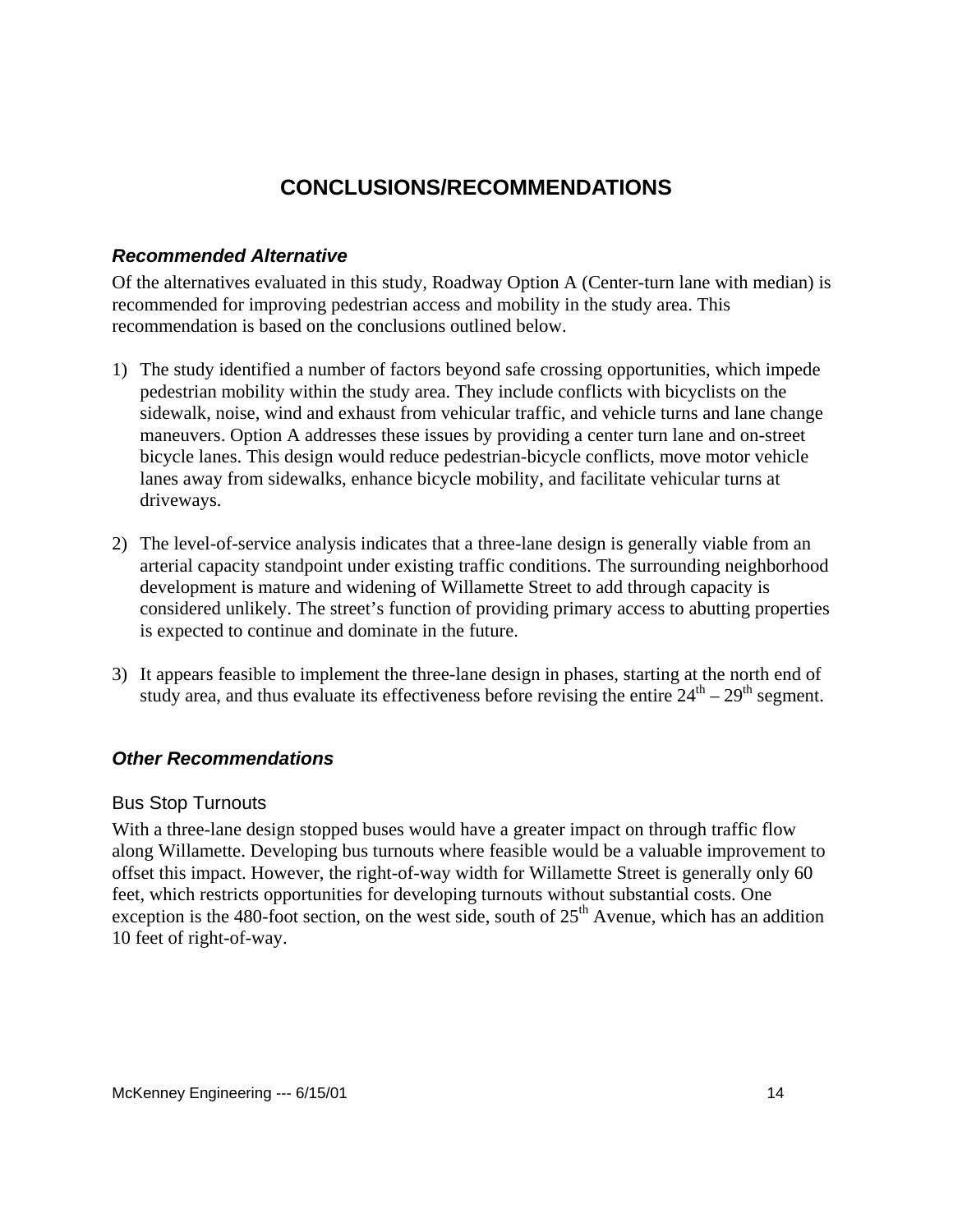# CONCLUSIONS/RECOMMENDATIONS

### *Recommended Alternative*

Of the alternatives evaluated in this study, Roadway Option A (Center-turn lane with median) is recommended for improving pedestrian access and mobility in the study area. This recommendation is based on the conclusions outlined below.

1) The study identified a number of factors beyond safe crossing opportunities, which impede pedestrian mobility within the study area. They include conflicts with bicyclists on the sidewalk, noise, wind and exhaust from vehicular traffic, and vehicle turns and lane change maneuvers. Option A addresses these issues by providing a center turn lane and on-street bicycle lanes. This design would reduce pedestrian-bicycle conflicts, move motor vehicle lanes away from sidewalks, enhance bicycle mobility, and facilitate vehicular turns at driveways.

2) The level-of-service analysis indicates that a three-lane design is generally viable from an arterial capacity standpoint under existing traffic conditions. The surrounding neighborhood development is mature and widening of Willamette Street to add through capacity is considered unlikely. The street's function of providing primary access to abutting properties is expected to continue and dominate in the future.

3) It appears feasible to implement the three-lane design in phases, starting at the north end of study area, and thus evaluate its effectiveness before revising the entire 24th – 29th segment.

### *Other Recommendations*

#### Bus Stop Turnouts

With a three-lane design stopped buses would have a greater impact on through traffic flow along Willamette. Developing bus turnouts where feasible would be a valuable improvement to offset this impact. However, the right-of-way width for Willamette Street is generally only 60 feet, which restricts opportunities for developing turnouts without substantial costs. One exception is the 480-foot section, on the west side, south of 25th Avenue, which has an addition 10 feet of right-of-way.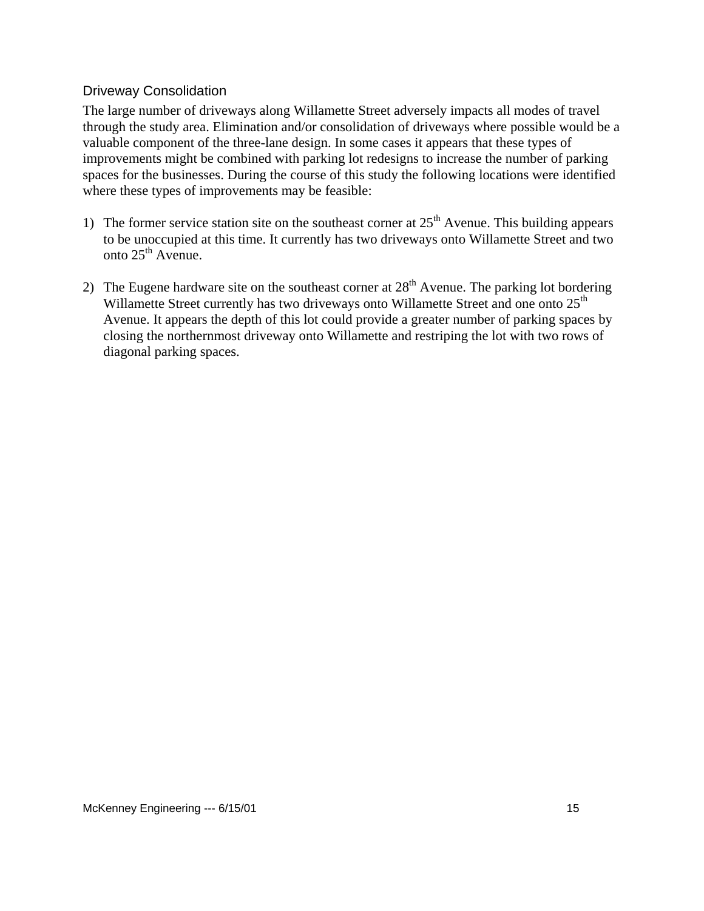### Driveway Consolidation

The large number of driveways along Willamette Street adversely impacts all modes of travel through the study area. Elimination and/or consolidation of driveways where possible would be a valuable component of the three-lane design. In some cases it appears that these types of improvements might be combined with parking lot redesigns to increase the number of parking spaces for the businesses. During the course of this study the following locations were identified where these types of improvements may be feasible:

1) The former service station site on the southeast corner at 25$^{th}$ Avenue. This building appears to be unoccupied at this time. It currently has two driveways onto Willamette Street and two onto 25$^{th}$ Avenue.

2) The Eugene hardware site on the southeast corner at 28$^{th}$ Avenue. The parking lot bordering Willamette Street currently has two driveways onto Willamette Street and one onto 25$^{th}$ Avenue. It appears the depth of this lot could provide a greater number of parking spaces by closing the northernmost driveway onto Willamette and restriping the lot with two rows of diagonal parking spaces.